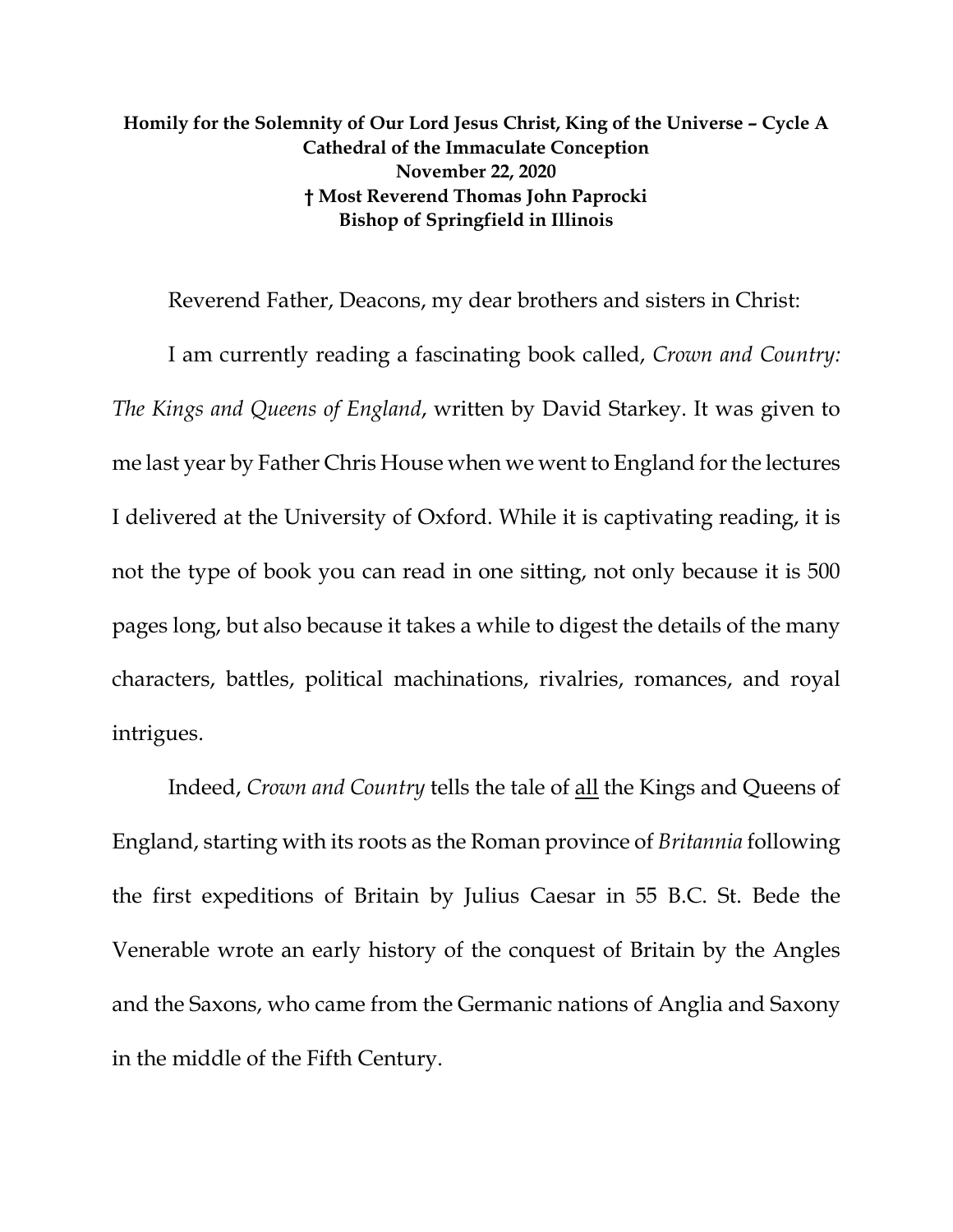**Homily for the Solemnity of Our Lord Jesus Christ, King of the Universe – Cycle A**
**Cathedral of the Immaculate Conception**
**November 22, 2020**
**† Most Reverend Thomas John Paprocki**
**Bishop of Springfield in Illinois**

Reverend Father, Deacons, my dear brothers and sisters in Christ:

I am currently reading a fascinating book called, *Crown and Country: The Kings and Queens of England*, written by David Starkey. It was given to me last year by Father Chris House when we went to England for the lectures I delivered at the University of Oxford. While it is captivating reading, it is not the type of book you can read in one sitting, not only because it is 500 pages long, but also because it takes a while to digest the details of the many characters, battles, political machinations, rivalries, romances, and royal intrigues.

Indeed, *Crown and Country* tells the tale of <u>all</u> the Kings and Queens of England, starting with its roots as the Roman province of *Britannia* following the first expeditions of Britain by Julius Caesar in 55 B.C. St. Bede the Venerable wrote an early history of the conquest of Britain by the Angles and the Saxons, who came from the Germanic nations of Anglia and Saxony in the middle of the Fifth Century.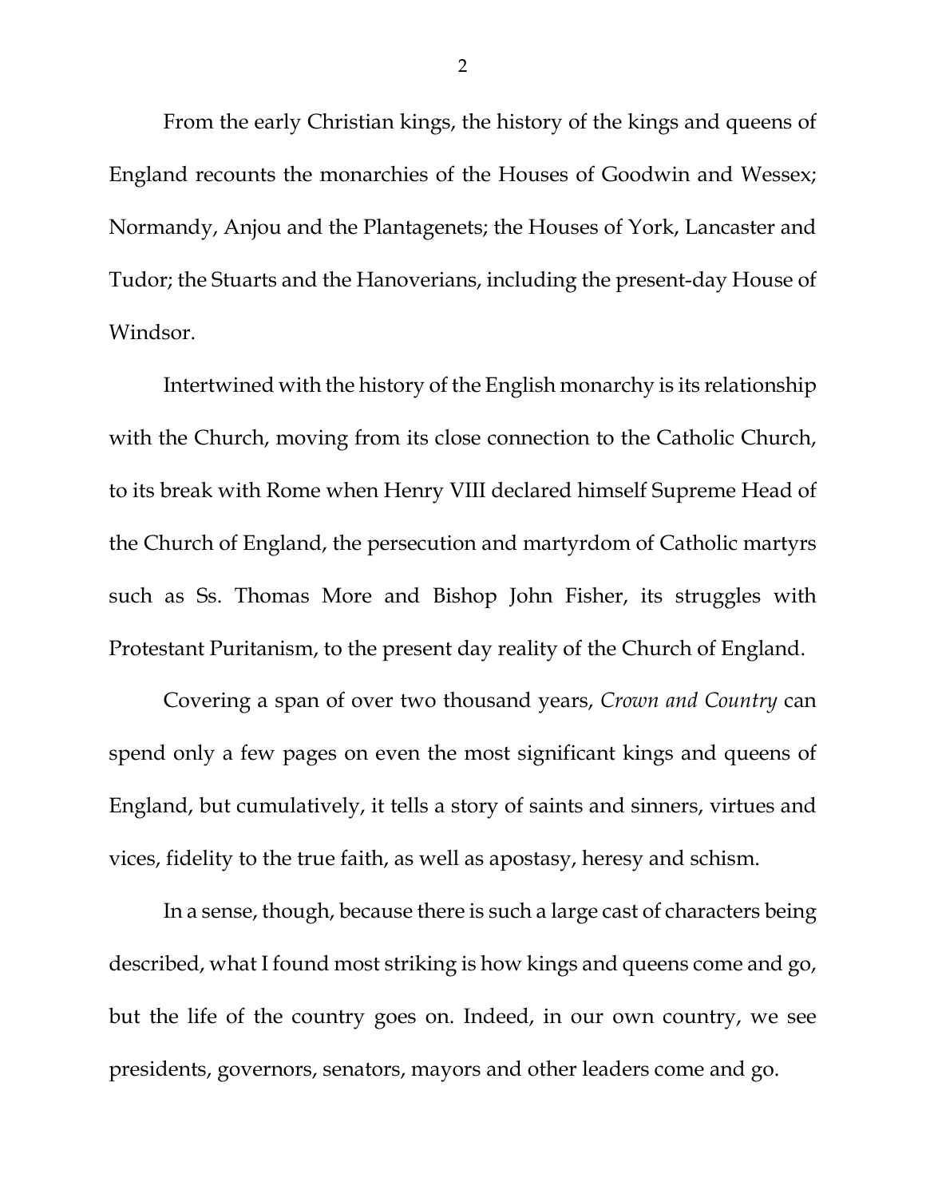From the early Christian kings, the history of the kings and queens of England recounts the monarchies of the Houses of Goodwin and Wessex; Normandy, Anjou and the Plantagenets; the Houses of York, Lancaster and Tudor; the Stuarts and the Hanoverians, including the present-day House of Windsor.

Intertwined with the history of the English monarchy is its relationship with the Church, moving from its close connection to the Catholic Church, to its break with Rome when Henry VIII declared himself Supreme Head of the Church of England, the persecution and martyrdom of Catholic martyrs such as Ss. Thomas More and Bishop John Fisher, its struggles with Protestant Puritanism, to the present day reality of the Church of England.

Covering a span of over two thousand years, *Crown and Country* can spend only a few pages on even the most significant kings and queens of England, but cumulatively, it tells a story of saints and sinners, virtues and vices, fidelity to the true faith, as well as apostasy, heresy and schism.

In a sense, though, because there is such a large cast of characters being described, what I found most striking is how kings and queens come and go, but the life of the country goes on. Indeed, in our own country, we see presidents, governors, senators, mayors and other leaders come and go.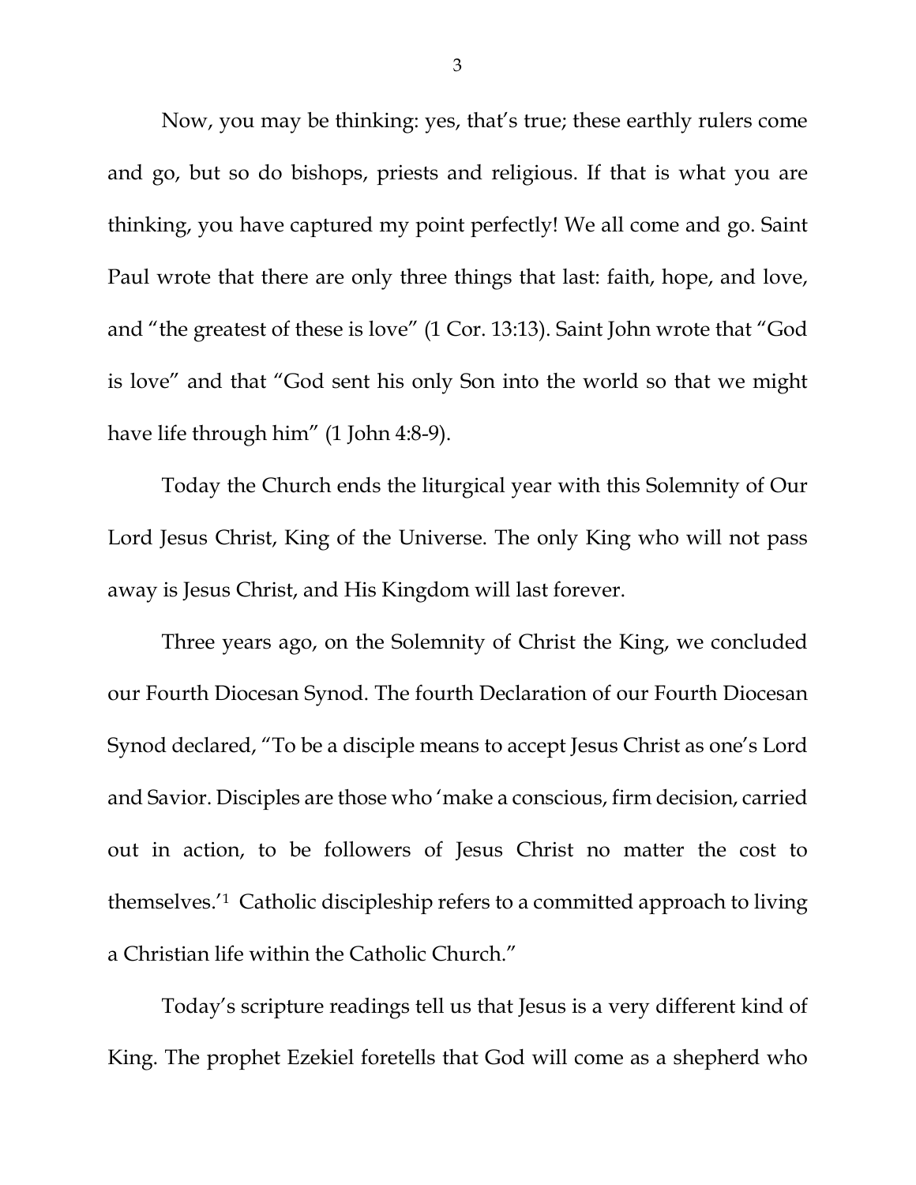Now, you may be thinking: yes, that's true; these earthly rulers come and go, but so do bishops, priests and religious. If that is what you are thinking, you have captured my point perfectly! We all come and go. Saint Paul wrote that there are only three things that last: faith, hope, and love, and "the greatest of these is love" (1 Cor. 13:13). Saint John wrote that "God is love" and that "God sent his only Son into the world so that we might have life through him" (1 John 4:8-9).

Today the Church ends the liturgical year with this Solemnity of Our Lord Jesus Christ, King of the Universe. The only King who will not pass away is Jesus Christ, and His Kingdom will last forever.

Three years ago, on the Solemnity of Christ the King, we concluded our Fourth Diocesan Synod. The fourth Declaration of our Fourth Diocesan Synod declared, "To be a disciple means to accept Jesus Christ as one's Lord and Savior. Disciples are those who 'make a conscious, firm decision, carried out in action, to be followers of Jesus Christ no matter the cost to themselves.'[1] Catholic discipleship refers to a committed approach to living a Christian life within the Catholic Church."

Today's scripture readings tell us that Jesus is a very different kind of King. The prophet Ezekiel foretells that God will come as a shepherd who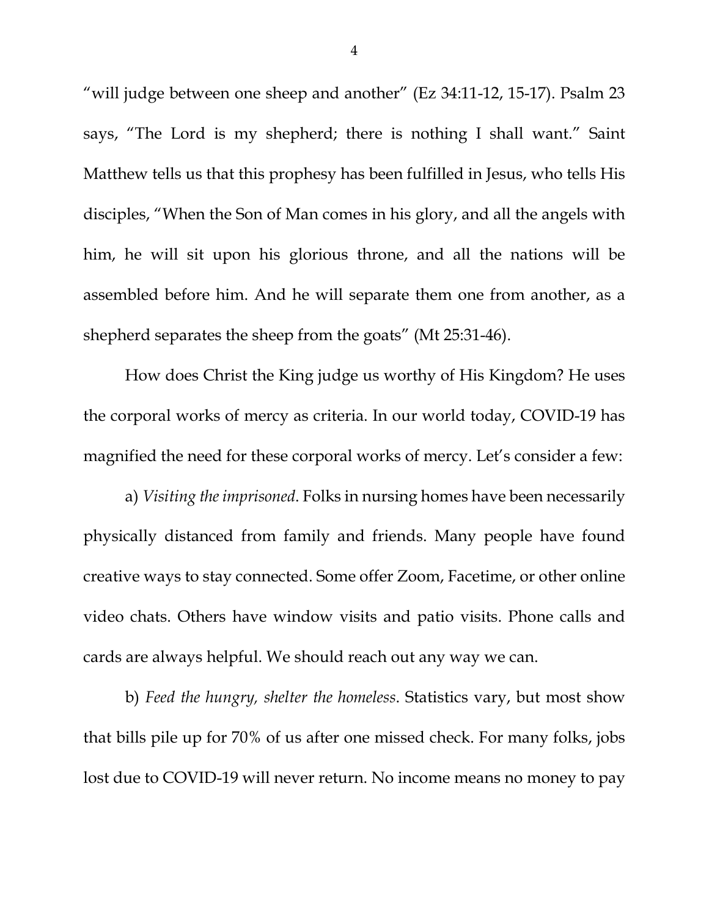"will judge between one sheep and another" (Ez 34:11-12, 15-17). Psalm 23 says, "The Lord is my shepherd; there is nothing I shall want." Saint Matthew tells us that this prophesy has been fulfilled in Jesus, who tells His disciples, "When the Son of Man comes in his glory, and all the angels with him, he will sit upon his glorious throne, and all the nations will be assembled before him. And he will separate them one from another, as a shepherd separates the sheep from the goats" (Mt 25:31-46).

How does Christ the King judge us worthy of His Kingdom? He uses the corporal works of mercy as criteria. In our world today, COVID-19 has magnified the need for these corporal works of mercy. Let's consider a few:

a) *Visiting the imprisoned*. Folks in nursing homes have been necessarily physically distanced from family and friends. Many people have found creative ways to stay connected. Some offer Zoom, Facetime, or other online video chats. Others have window visits and patio visits. Phone calls and cards are always helpful. We should reach out any way we can.

b) *Feed the hungry, shelter the homeless*. Statistics vary, but most show that bills pile up for 70% of us after one missed check. For many folks, jobs lost due to COVID-19 will never return. No income means no money to pay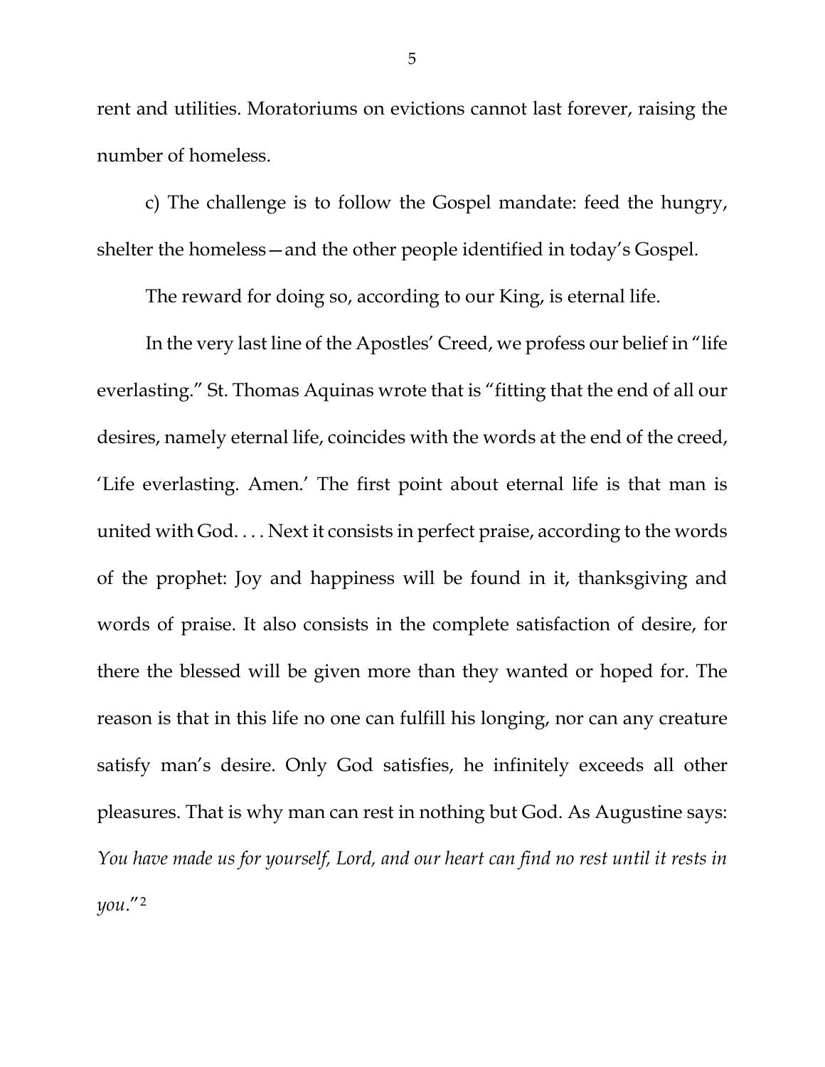rent and utilities. Moratoriums on evictions cannot last forever, raising the number of homeless.

c) The challenge is to follow the Gospel mandate: feed the hungry, shelter the homeless—and the other people identified in today's Gospel.

The reward for doing so, according to our King, is eternal life.

In the very last line of the Apostles' Creed, we profess our belief in "life everlasting." St. Thomas Aquinas wrote that is "fitting that the end of all our desires, namely eternal life, coincides with the words at the end of the creed, 'Life everlasting. Amen.' The first point about eternal life is that man is united with God. . . . Next it consists in perfect praise, according to the words of the prophet: Joy and happiness will be found in it, thanksgiving and words of praise. It also consists in the complete satisfaction of desire, for there the blessed will be given more than they wanted or hoped for. The reason is that in this life no one can fulfill his longing, nor can any creature satisfy man's desire. Only God satisfies, he infinitely exceeds all other pleasures. That is why man can rest in nothing but God. As Augustine says: *You have made us for yourself, Lord, and our heart can find no rest until it rests in you*."[2]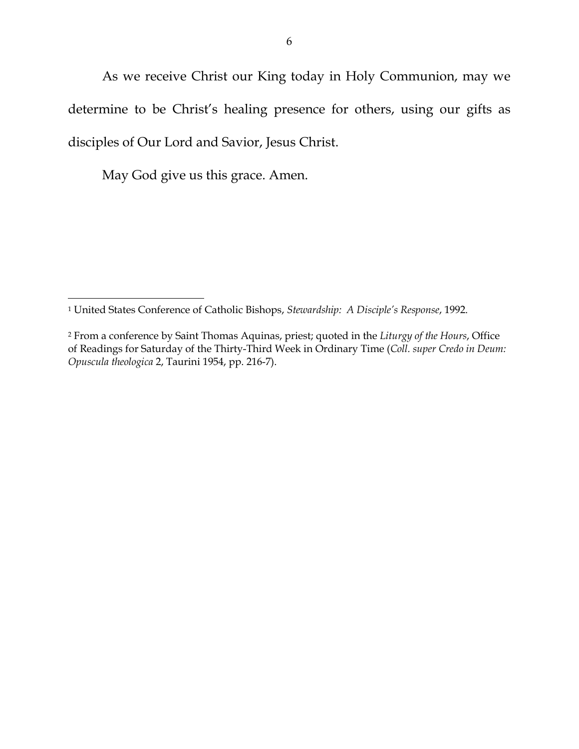As we receive Christ our King today in Holy Communion, may we determine to be Christ's healing presence for others, using our gifts as disciples of Our Lord and Savior, Jesus Christ.

May God give us this grace. Amen.

---

[1] United States Conference of Catholic Bishops, *Stewardship: A Disciple's Response*, 1992.

[2] From a conference by Saint Thomas Aquinas, priest; quoted in the *Liturgy of the Hours*, Office of Readings for Saturday of the Thirty-Third Week in Ordinary Time (*Coll. super Credo in Deum: Opuscula theologica* 2, Taurini 1954, pp. 216-7).